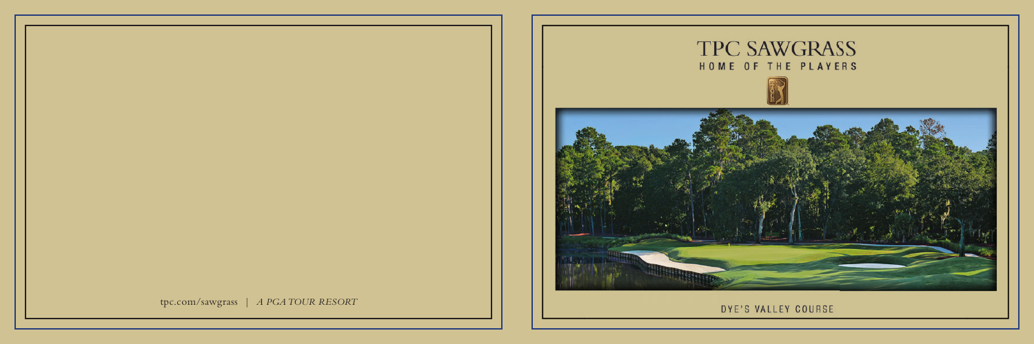tpc.com/sawgrass | *A PGA TOUR RESORT*

# TPC SAWGRASS

HOME OF THE PLAYERS

DYE'S VALLEY COURSE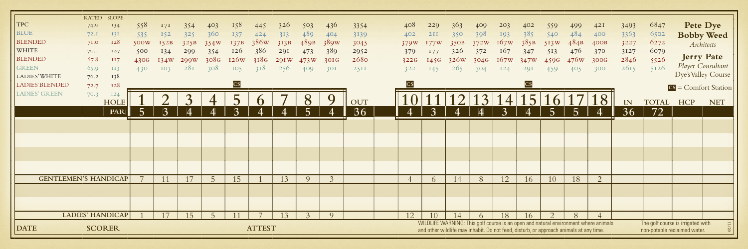| | RATED | SLOPE | 1 | 2 | 3 | 4 | 5 | 6 | 7 | 8 | 9 | OUT | 10 | 11 | 12 | 13 | 14 | 15 | 16 | 17 | 18 | IN | TOTAL | HCP | NET |
|---|---|---|---|---|---|---|---|---|---|---|---|---|---|---|---|---|---|---|---|---|---|---|---|---|---|
| TPC | 74.0 | 134 | 558 | 171 | 354 | 403 | 158 | 445 | 326 | 503 | 436 | 3354 | 408 | 229 | 363 | 409 | 203 | 402 | 559 | 499 | 421 | 3493 | 6847 | | |
| BLUE | 72.1 | 131 | 535 | 152 | 325 | 360 | 137 | 424 | 313 | 489 | 404 | 3139 | 402 | 211 | 350 | 398 | 193 | 385 | 540 | 484 | 400 | 3363 | 6502 | | |
| BLENDED | 71.0 | 128 | 500W | 152B | 325B | 354W | 137B | 386W | 313B | 489B | 389W | 3045 | 379W | 177W | 350B | 372W | 167W | 385B | 513W | 484B | 400B | 3227 | 6272 | | |
| WHITE | 70.1 | 127 | 500 | 134 | 299 | 354 | 126 | 386 | 291 | 473 | 389 | 2952 | 379 | 177 | 326 | 372 | 167 | 347 | 513 | 476 | 370 | 3127 | 6079 | | |
| BLENDED | 67.8 | 117 | 430G | 134W | 299W | 308G | 126W | 318G | 291W | 473W | 301G | 2680 | 322G | 145G | 326W | 304G | 167W | 347W | 459G | 476W | 300G | 2846 | 5526 | | |
| GREEN | 65.9 | 113 | 430 | 103 | 281 | 308 | 105 | 318 | 256 | 409 | 301 | 2511 | 322 | 145 | 265 | 304 | 124 | 291 | 459 | 405 | 300 | 2615 | 5126 | | |
| LADIES' WHITE | 76.2 | 138 | | | | | CS | | | | | | CS | | | | | CS | | | | | | | |
| LADIES' BLENDED | 72.7 | 128 | | | | | | | | | | | | | | | | | | | | | | | |
| LADIES' GREEN | 70.3 | 124 | | | | | | | | | | | | | | | | | | | | | | | |
| HOLE | | | 1 | 2 | 3 | 4 | 5 | 6 | 7 | 8 | 9 | OUT | 10 | 11 | 12 | 13 | 14 | 15 | 16 | 17 | 18 | IN | TOTAL | HCP | NET |
| PAR | | | 5 | 3 | 4 | 4 | 3 | 4 | 4 | 5 | 4 | 36 | 4 | 3 | 4 | 4 | 3 | 4 | 5 | 5 | 4 | 36 | 72 | | |
| GENTLEMEN'S HANDICAP | | | 7 | 11 | 17 | 5 | 15 | 1 | 13 | 9 | 3 | | 4 | 6 | 14 | 8 | 12 | 16 | 10 | 18 | 2 | | | | |
| LADIES' HANDICAP | | | 1 | 17 | 15 | 5 | 11 | 7 | 13 | 3 | 9 | | 12 | 10 | 14 | 6 | 18 | 16 | 2 | 8 | 4 | | | | |

**Pete Dye**
**Bobby Weed**
*Architects*

**Jerry Pate**
*Player Consultant*
Dye's Valley Course

CS = Comfort Station

DATE SCORER ATTEST

WILDLIFE WARNING: This golf course is an open and natural environment where animals and other wildlife may inhabit. Do not feed, disturb, or approach animals at any time.

The golf course is irrigated with non-potable reclaimed water.

11/20